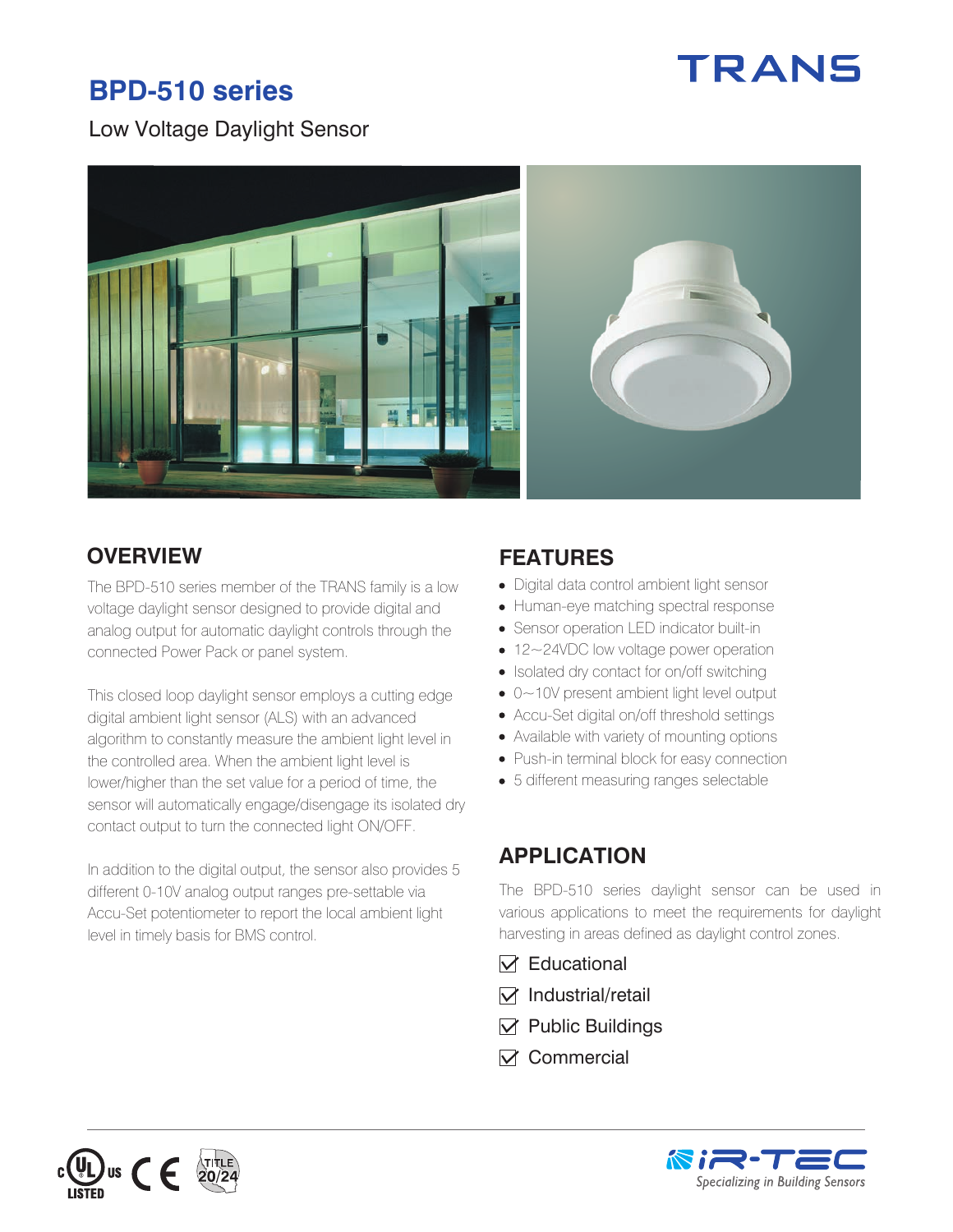TRANS

# BPD-510 series

Low Voltage Daylight Sensor

## OVERVIEW

The BPD-510 series member of the TRANS family is a low voltage daylight sensor designed to provide digital and analog output for automatic daylight controls through the connected Power Pack or panel system.

This closed loop daylight sensor employs a cutting edge digital ambient light sensor (ALS) with an advanced algorithm to constantly measure the ambient light level in the controlled area. When the ambient light level is lower/higher than the set value for a period of time, the sensor will automatically engage/disengage its isolated dry contact output to turn the connected light ON/OFF.

In addition to the digital output, the sensor also provides 5 different 0-10V analog output ranges pre-settable via Accu-Set potentiometer to report the local ambient light level in timely basis for BMS control.

## FEATURES

- Digital data control ambient light sensor
- Human-eye matching spectral response
- Sensor operation LED indicator built-in
- 12~24VDC low voltage power operation
- Isolated dry contact for on/off switching
- 0~10V present ambient light level output
- Accu-Set digital on/off threshold settings
- Available with variety of mounting options
- Push-in terminal block for easy connection
- 5 different measuring ranges selectable

## APPLICATION

The BPD-510 series daylight sensor can be used in various applications to meet the requirements for daylight harvesting in areas defined as daylight control zones.

- ☑ Educational
- ☑ Industrial/retail
- ☑ Public Buildings
- ☑ Commercial

c UL us LISTED CE TITLE 20/24

iR-TEC Specializing in Building Sensors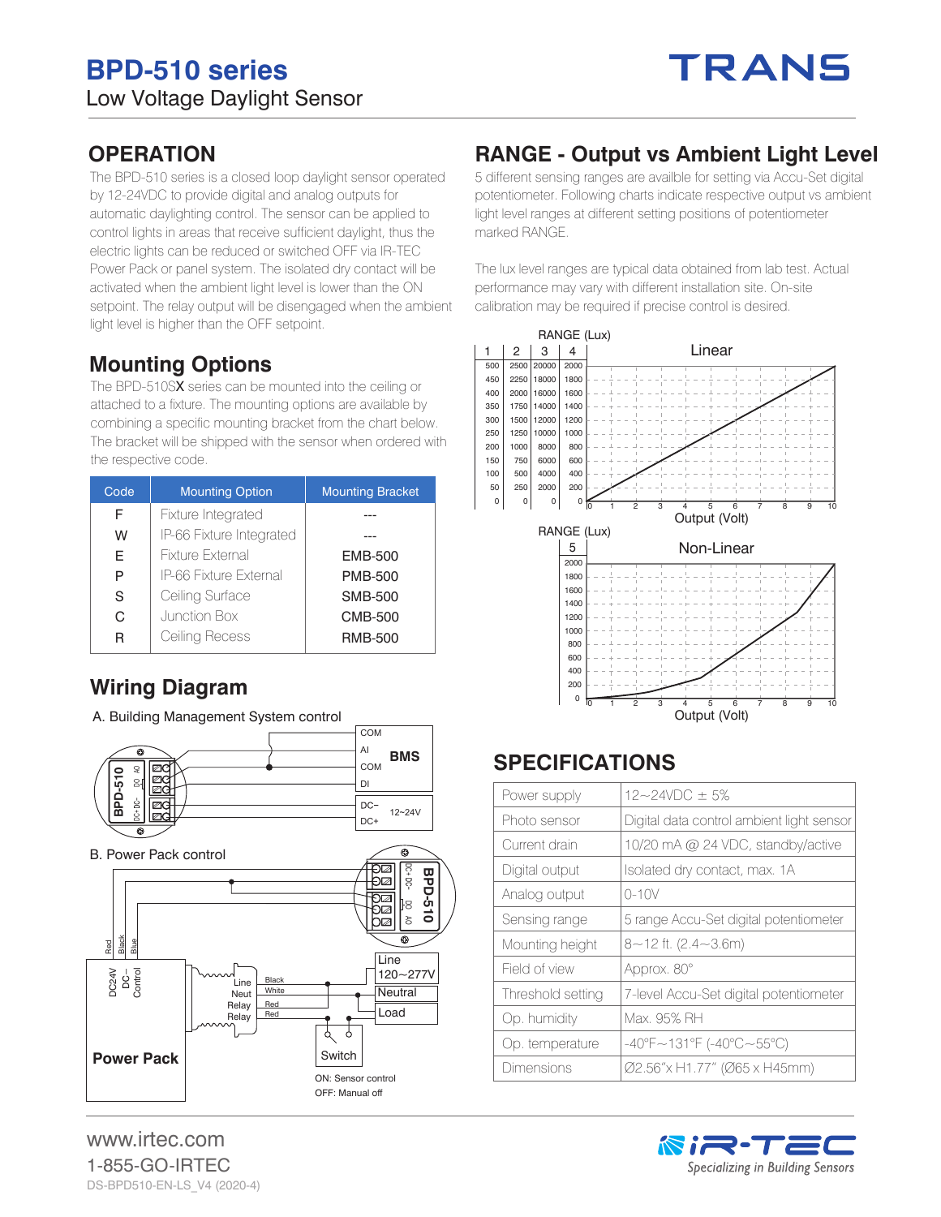# BPD-510 series

Low Voltage Daylight Sensor

TRANS

## OPERATION

The BPD-510 series is a closed loop daylight sensor operated by 12-24VDC to provide digital and analog outputs for automatic daylighting control. The sensor can be applied to control lights in areas that receive sufficient daylight, thus the electric lights can be reduced or switched OFF via IR-TEC Power Pack or panel system. The isolated dry contact will be activated when the ambient light level is lower than the ON setpoint. The relay output will be disengaged when the ambient light level is higher than the OFF setpoint.

## Mounting Options

The BPD-510SX series can be mounted into the ceiling or attached to a fixture. The mounting options are available by combining a specific mounting bracket from the chart below. The bracket will be shipped with the sensor when ordered with the respective code.

| Code | Mounting Option | Mounting Bracket |
|---|---|---|
| F | Fixture Integrated | --- |
| W | IP-66 Fixture Integrated | --- |
| E | Fixture External | EMB-500 |
| P | IP-66 Fixture External | PMB-500 |
| S | Ceiling Surface | SMB-500 |
| C | Junction Box | CMB-500 |
| R | Ceiling Recess | RMB-500 |

## Wiring Diagram

A. Building Management System control

BPD-510
DC+ DC− DO AO
COM
AI
COM
DI
BMS
DC−
DC+
12~24V

B. Power Pack control

BPD-510
DC+ DC− DO AO
Red
Black
Blue
DC24V
DC−
Control
Line
Neut
Relay
Relay
Black
White
Red
Red
Line 120~277V
Neutral
Load
Switch
Power Pack

ON: Sensor control
OFF: Manual off

## RANGE - Output vs Ambient Light Level

5 different sensing ranges are availble for setting via Accu-Set digital potentiometer. Following charts indicate respective output vs ambient light level ranges at different setting positions of potentiometer marked RANGE.

The lux level ranges are typical data obtained from lab test. Actual performance may vary with different installation site. On-site calibration may be required if precise control is desired.

RANGE (Lux)
Linear

1: 500, 450, 400, 350, 300, 250, 200, 150, 100, 50, 0
2: 2500, 2250, 2000, 1750, 1500, 1250, 1000, 750, 500, 250, 0
3: 20000, 18000, 16000, 14000, 12000, 10000, 8000, 6000, 4000, 2000, 0
4: 2000, 1800, 1600, 1400, 1200, 1000, 800, 600, 400, 200, 0

0 1 2 3 4 5 6 7 8 9 10
Output (Volt)

RANGE (Lux)
Non-Linear

5: 2000, 1800, 1600, 1400, 1200, 1000, 800, 600, 400, 200, 0

0 1 2 3 4 5 6 7 8 9 10
Output (Volt)

## SPECIFICATIONS

| | |
|---|---|
| Power supply | 12~24VDC ± 5% |
| Photo sensor | Digital data control ambient light sensor |
| Current drain | 10/20 mA @ 24 VDC, standby/active |
| Digital output | Isolated dry contact, max. 1A |
| Analog output | 0-10V |
| Sensing range | 5 range Accu-Set digital potentiometer |
| Mounting height | 8~12 ft. (2.4~3.6m) |
| Field of view | Approx. 80° |
| Threshold setting | 7-level Accu-Set digital potentiometer |
| Op. humidity | Max. 95% RH |
| Op. temperature | -40°F~131°F (-40°C~55°C) |
| Dimensions | Ø2.56"x H1.77" (Ø65 x H45mm) |

www.irtec.com
1-855-GO-IRTEC
DS-BPD510-EN-LS_V4 (2020-4)

iR-TEC Specializing in Building Sensors